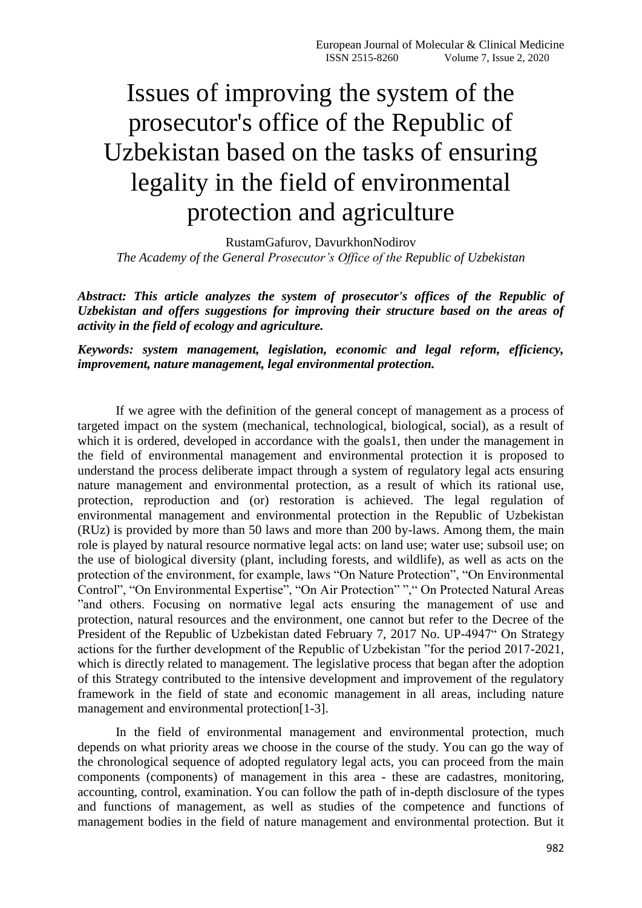# Issues of improving the system of the prosecutor's office of the Republic of Uzbekistan based on the tasks of ensuring legality in the field of environmental protection and agriculture

RustamGafurov, DavurkhonNodirov

*The Academy of the General Prosecutor's Office of the Republic of Uzbekistan*

***Abstract: This article analyzes the system of prosecutor's offices of the Republic of Uzbekistan and offers suggestions for improving their structure based on the areas of activity in the field of ecology and agriculture.***

***Keywords: system management, legislation, economic and legal reform, efficiency, improvement, nature management, legal environmental protection.***

If we agree with the definition of the general concept of management as a process of targeted impact on the system (mechanical, technological, biological, social), as a result of which it is ordered, developed in accordance with the goals1, then under the management in the field of environmental management and environmental protection it is proposed to understand the process deliberate impact through a system of regulatory legal acts ensuring nature management and environmental protection, as a result of which its rational use, protection, reproduction and (or) restoration is achieved. The legal regulation of environmental management and environmental protection in the Republic of Uzbekistan (RUz) is provided by more than 50 laws and more than 200 by-laws. Among them, the main role is played by natural resource normative legal acts: on land use; water use; subsoil use; on the use of biological diversity (plant, including forests, and wildlife), as well as acts on the protection of the environment, for example, laws "On Nature Protection", "On Environmental Control", "On Environmental Expertise", "On Air Protection" "," On Protected Natural Areas "and others. Focusing on normative legal acts ensuring the management of use and protection, natural resources and the environment, one cannot but refer to the Decree of the President of the Republic of Uzbekistan dated February 7, 2017 No. UP-4947" On Strategy actions for the further development of the Republic of Uzbekistan "for the period 2017-2021, which is directly related to management. The legislative process that began after the adoption of this Strategy contributed to the intensive development and improvement of the regulatory framework in the field of state and economic management in all areas, including nature management and environmental protection[1-3].

In the field of environmental management and environmental protection, much depends on what priority areas we choose in the course of the study. You can go the way of the chronological sequence of adopted regulatory legal acts, you can proceed from the main components (components) of management in this area - these are cadastres, monitoring, accounting, control, examination. You can follow the path of in-depth disclosure of the types and functions of management, as well as studies of the competence and functions of management bodies in the field of nature management and environmental protection. But it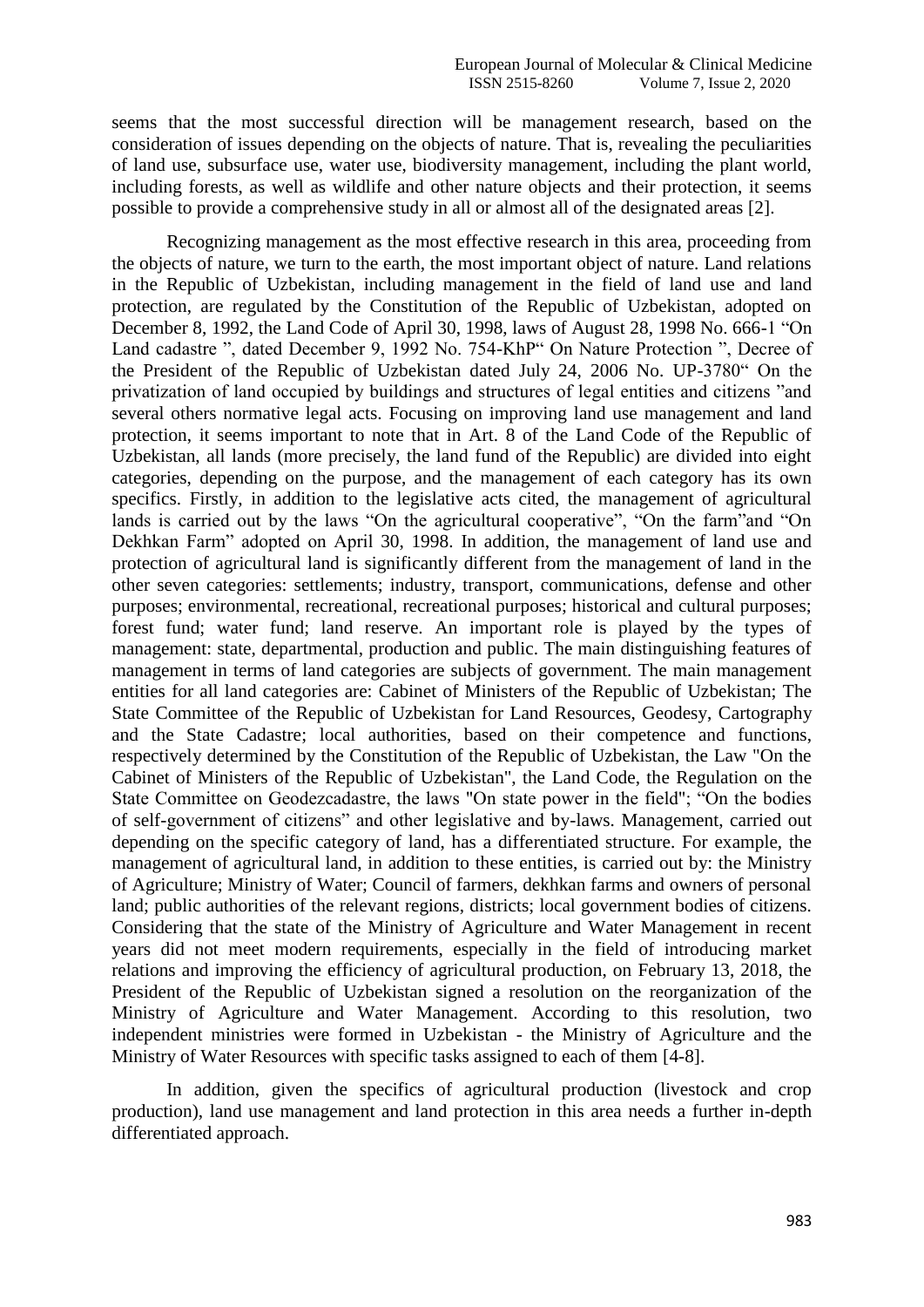seems that the most successful direction will be management research, based on the consideration of issues depending on the objects of nature. That is, revealing the peculiarities of land use, subsurface use, water use, biodiversity management, including the plant world, including forests, as well as wildlife and other nature objects and their protection, it seems possible to provide a comprehensive study in all or almost all of the designated areas [2].

Recognizing management as the most effective research in this area, proceeding from the objects of nature, we turn to the earth, the most important object of nature. Land relations in the Republic of Uzbekistan, including management in the field of land use and land protection, are regulated by the Constitution of the Republic of Uzbekistan, adopted on December 8, 1992, the Land Code of April 30, 1998, laws of August 28, 1998 No. 666-1 "On Land cadastre ", dated December 9, 1992 No. 754-KhP" On Nature Protection ", Decree of the President of the Republic of Uzbekistan dated July 24, 2006 No. UP-3780" On the privatization of land occupied by buildings and structures of legal entities and citizens "and several others normative legal acts. Focusing on improving land use management and land protection, it seems important to note that in Art. 8 of the Land Code of the Republic of Uzbekistan, all lands (more precisely, the land fund of the Republic) are divided into eight categories, depending on the purpose, and the management of each category has its own specifics. Firstly, in addition to the legislative acts cited, the management of agricultural lands is carried out by the laws "On the agricultural cooperative", "On the farm"and "On Dekhkan Farm" adopted on April 30, 1998. In addition, the management of land use and protection of agricultural land is significantly different from the management of land in the other seven categories: settlements; industry, transport, communications, defense and other purposes; environmental, recreational, recreational purposes; historical and cultural purposes; forest fund; water fund; land reserve. An important role is played by the types of management: state, departmental, production and public. The main distinguishing features of management in terms of land categories are subjects of government. The main management entities for all land categories are: Cabinet of Ministers of the Republic of Uzbekistan; The State Committee of the Republic of Uzbekistan for Land Resources, Geodesy, Cartography and the State Cadastre; local authorities, based on their competence and functions, respectively determined by the Constitution of the Republic of Uzbekistan, the Law "On the Cabinet of Ministers of the Republic of Uzbekistan", the Land Code, the Regulation on the State Committee on Geodezcadastre, the laws "On state power in the field"; "On the bodies of self-government of citizens" and other legislative and by-laws. Management, carried out depending on the specific category of land, has a differentiated structure. For example, the management of agricultural land, in addition to these entities, is carried out by: the Ministry of Agriculture; Ministry of Water; Council of farmers, dekhkan farms and owners of personal land; public authorities of the relevant regions, districts; local government bodies of citizens. Considering that the state of the Ministry of Agriculture and Water Management in recent years did not meet modern requirements, especially in the field of introducing market relations and improving the efficiency of agricultural production, on February 13, 2018, the President of the Republic of Uzbekistan signed a resolution on the reorganization of the Ministry of Agriculture and Water Management. According to this resolution, two independent ministries were formed in Uzbekistan - the Ministry of Agriculture and the Ministry of Water Resources with specific tasks assigned to each of them [4-8].

In addition, given the specifics of agricultural production (livestock and crop production), land use management and land protection in this area needs a further in-depth differentiated approach.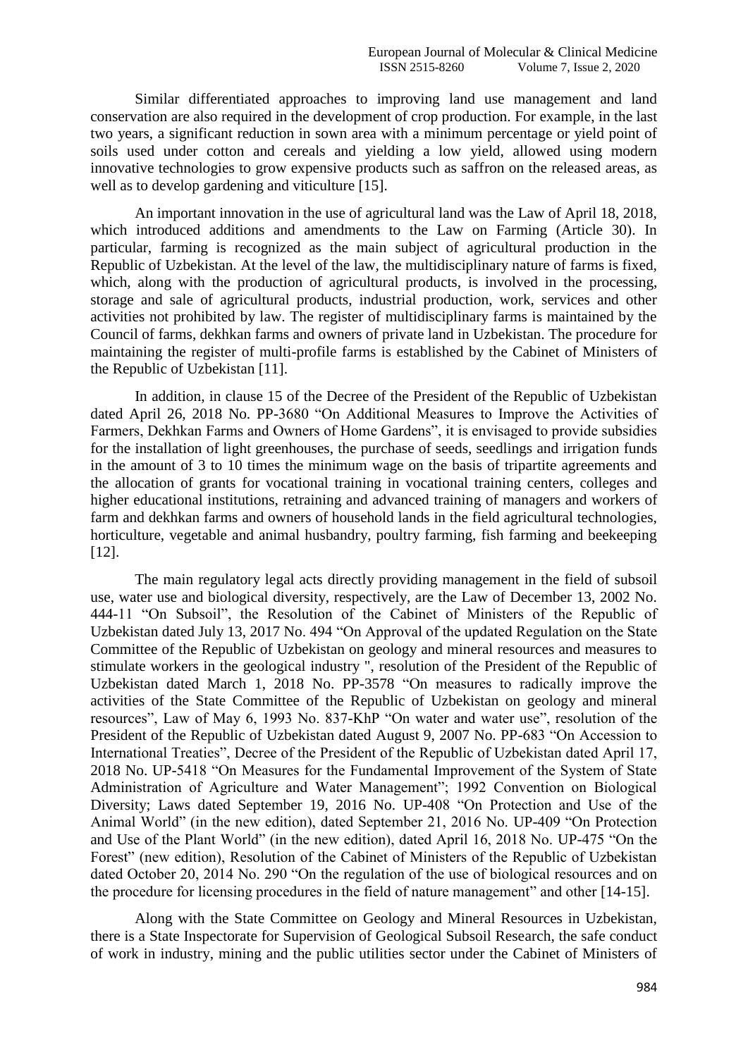Similar differentiated approaches to improving land use management and land conservation are also required in the development of crop production. For example, in the last two years, a significant reduction in sown area with a minimum percentage or yield point of soils used under cotton and cereals and yielding a low yield, allowed using modern innovative technologies to grow expensive products such as saffron on the released areas, as well as to develop gardening and viticulture [15].

An important innovation in the use of agricultural land was the Law of April 18, 2018, which introduced additions and amendments to the Law on Farming (Article 30). In particular, farming is recognized as the main subject of agricultural production in the Republic of Uzbekistan. At the level of the law, the multidisciplinary nature of farms is fixed, which, along with the production of agricultural products, is involved in the processing, storage and sale of agricultural products, industrial production, work, services and other activities not prohibited by law. The register of multidisciplinary farms is maintained by the Council of farms, dekhkan farms and owners of private land in Uzbekistan. The procedure for maintaining the register of multi-profile farms is established by the Cabinet of Ministers of the Republic of Uzbekistan [11].

In addition, in clause 15 of the Decree of the President of the Republic of Uzbekistan dated April 26, 2018 No. PP-3680 "On Additional Measures to Improve the Activities of Farmers, Dekhkan Farms and Owners of Home Gardens", it is envisaged to provide subsidies for the installation of light greenhouses, the purchase of seeds, seedlings and irrigation funds in the amount of 3 to 10 times the minimum wage on the basis of tripartite agreements and the allocation of grants for vocational training in vocational training centers, colleges and higher educational institutions, retraining and advanced training of managers and workers of farm and dekhkan farms and owners of household lands in the field agricultural technologies, horticulture, vegetable and animal husbandry, poultry farming, fish farming and beekeeping [12].

The main regulatory legal acts directly providing management in the field of subsoil use, water use and biological diversity, respectively, are the Law of December 13, 2002 No. 444-11 "On Subsoil", the Resolution of the Cabinet of Ministers of the Republic of Uzbekistan dated July 13, 2017 No. 494 "On Approval of the updated Regulation on the State Committee of the Republic of Uzbekistan on geology and mineral resources and measures to stimulate workers in the geological industry ", resolution of the President of the Republic of Uzbekistan dated March 1, 2018 No. PP-3578 "On measures to radically improve the activities of the State Committee of the Republic of Uzbekistan on geology and mineral resources", Law of May 6, 1993 No. 837-KhP "On water and water use", resolution of the President of the Republic of Uzbekistan dated August 9, 2007 No. PP-683 "On Accession to International Treaties", Decree of the President of the Republic of Uzbekistan dated April 17, 2018 No. UP-5418 "On Measures for the Fundamental Improvement of the System of State Administration of Agriculture and Water Management"; 1992 Convention on Biological Diversity; Laws dated September 19, 2016 No. UP-408 "On Protection and Use of the Animal World" (in the new edition), dated September 21, 2016 No. UP-409 "On Protection and Use of the Plant World" (in the new edition), dated April 16, 2018 No. UP-475 "On the Forest" (new edition), Resolution of the Cabinet of Ministers of the Republic of Uzbekistan dated October 20, 2014 No. 290 "On the regulation of the use of biological resources and on the procedure for licensing procedures in the field of nature management" and other [14-15].

Along with the State Committee on Geology and Mineral Resources in Uzbekistan, there is a State Inspectorate for Supervision of Geological Subsoil Research, the safe conduct of work in industry, mining and the public utilities sector under the Cabinet of Ministers of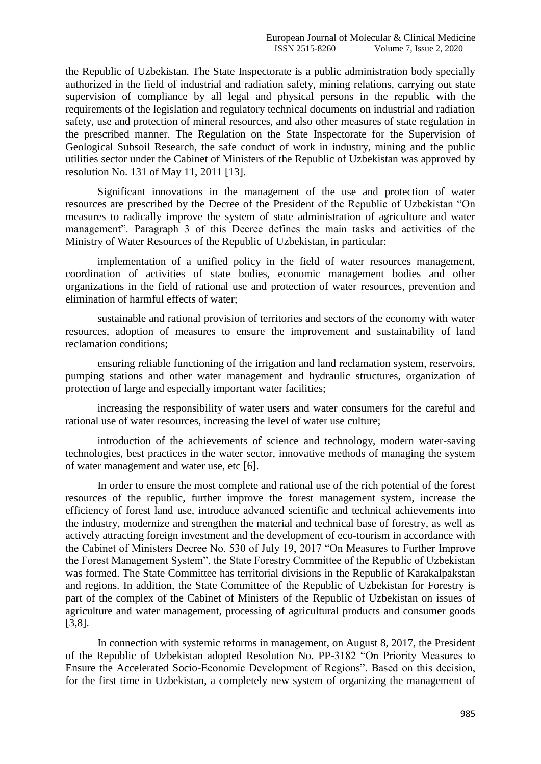the Republic of Uzbekistan. The State Inspectorate is a public administration body specially authorized in the field of industrial and radiation safety, mining relations, carrying out state supervision of compliance by all legal and physical persons in the republic with the requirements of the legislation and regulatory technical documents on industrial and radiation safety, use and protection of mineral resources, and also other measures of state regulation in the prescribed manner. The Regulation on the State Inspectorate for the Supervision of Geological Subsoil Research, the safe conduct of work in industry, mining and the public utilities sector under the Cabinet of Ministers of the Republic of Uzbekistan was approved by resolution No. 131 of May 11, 2011 [13].

Significant innovations in the management of the use and protection of water resources are prescribed by the Decree of the President of the Republic of Uzbekistan "On measures to radically improve the system of state administration of agriculture and water management". Paragraph 3 of this Decree defines the main tasks and activities of the Ministry of Water Resources of the Republic of Uzbekistan, in particular:

implementation of a unified policy in the field of water resources management, coordination of activities of state bodies, economic management bodies and other organizations in the field of rational use and protection of water resources, prevention and elimination of harmful effects of water;

sustainable and rational provision of territories and sectors of the economy with water resources, adoption of measures to ensure the improvement and sustainability of land reclamation conditions;

ensuring reliable functioning of the irrigation and land reclamation system, reservoirs, pumping stations and other water management and hydraulic structures, organization of protection of large and especially important water facilities;

increasing the responsibility of water users and water consumers for the careful and rational use of water resources, increasing the level of water use culture;

introduction of the achievements of science and technology, modern water-saving technologies, best practices in the water sector, innovative methods of managing the system of water management and water use, etc [6].

In order to ensure the most complete and rational use of the rich potential of the forest resources of the republic, further improve the forest management system, increase the efficiency of forest land use, introduce advanced scientific and technical achievements into the industry, modernize and strengthen the material and technical base of forestry, as well as actively attracting foreign investment and the development of eco-tourism in accordance with the Cabinet of Ministers Decree No. 530 of July 19, 2017 "On Measures to Further Improve the Forest Management System", the State Forestry Committee of the Republic of Uzbekistan was formed. The State Committee has territorial divisions in the Republic of Karakalpakstan and regions. In addition, the State Committee of the Republic of Uzbekistan for Forestry is part of the complex of the Cabinet of Ministers of the Republic of Uzbekistan on issues of agriculture and water management, processing of agricultural products and consumer goods [3,8].

In connection with systemic reforms in management, on August 8, 2017, the President of the Republic of Uzbekistan adopted Resolution No. PP-3182 "On Priority Measures to Ensure the Accelerated Socio-Economic Development of Regions". Based on this decision, for the first time in Uzbekistan, a completely new system of organizing the management of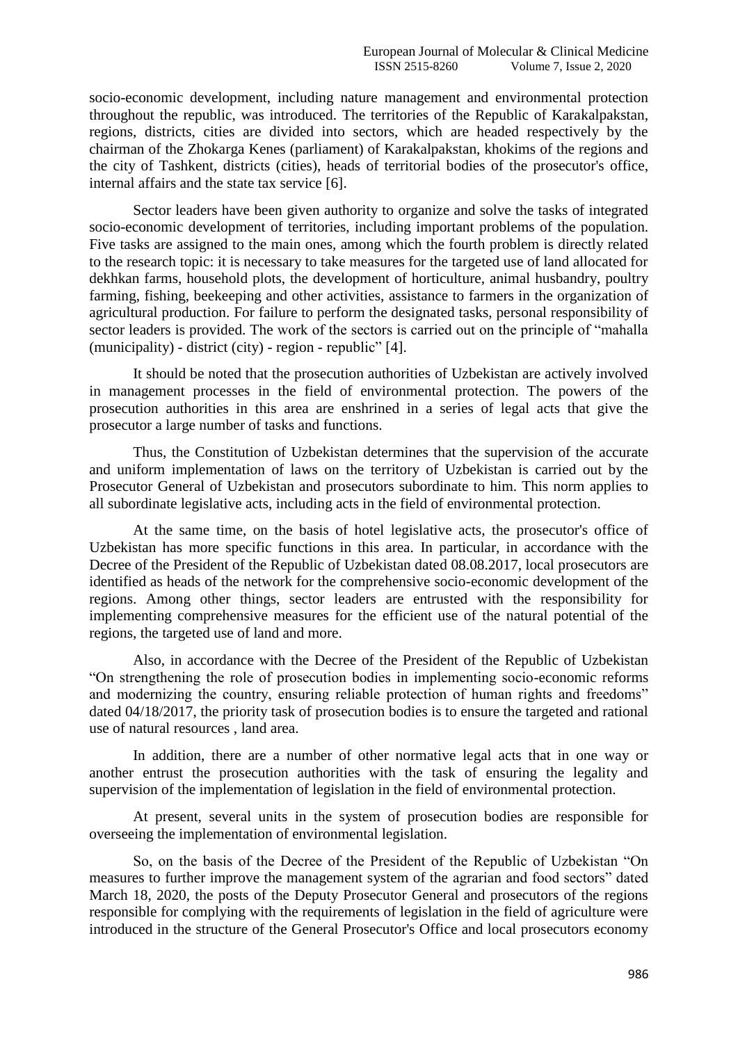socio-economic development, including nature management and environmental protection throughout the republic, was introduced. The territories of the Republic of Karakalpakstan, regions, districts, cities are divided into sectors, which are headed respectively by the chairman of the Zhokarga Kenes (parliament) of Karakalpakstan, khokims of the regions and the city of Tashkent, districts (cities), heads of territorial bodies of the prosecutor's office, internal affairs and the state tax service [6].

Sector leaders have been given authority to organize and solve the tasks of integrated socio-economic development of territories, including important problems of the population. Five tasks are assigned to the main ones, among which the fourth problem is directly related to the research topic: it is necessary to take measures for the targeted use of land allocated for dekhkan farms, household plots, the development of horticulture, animal husbandry, poultry farming, fishing, beekeeping and other activities, assistance to farmers in the organization of agricultural production. For failure to perform the designated tasks, personal responsibility of sector leaders is provided. The work of the sectors is carried out on the principle of "mahalla (municipality) - district (city) - region - republic" [4].

It should be noted that the prosecution authorities of Uzbekistan are actively involved in management processes in the field of environmental protection. The powers of the prosecution authorities in this area are enshrined in a series of legal acts that give the prosecutor a large number of tasks and functions.

Thus, the Constitution of Uzbekistan determines that the supervision of the accurate and uniform implementation of laws on the territory of Uzbekistan is carried out by the Prosecutor General of Uzbekistan and prosecutors subordinate to him. This norm applies to all subordinate legislative acts, including acts in the field of environmental protection.

At the same time, on the basis of hotel legislative acts, the prosecutor's office of Uzbekistan has more specific functions in this area. In particular, in accordance with the Decree of the President of the Republic of Uzbekistan dated 08.08.2017, local prosecutors are identified as heads of the network for the comprehensive socio-economic development of the regions. Among other things, sector leaders are entrusted with the responsibility for implementing comprehensive measures for the efficient use of the natural potential of the regions, the targeted use of land and more.

Also, in accordance with the Decree of the President of the Republic of Uzbekistan "On strengthening the role of prosecution bodies in implementing socio-economic reforms and modernizing the country, ensuring reliable protection of human rights and freedoms" dated 04/18/2017, the priority task of prosecution bodies is to ensure the targeted and rational use of natural resources , land area.

In addition, there are a number of other normative legal acts that in one way or another entrust the prosecution authorities with the task of ensuring the legality and supervision of the implementation of legislation in the field of environmental protection.

At present, several units in the system of prosecution bodies are responsible for overseeing the implementation of environmental legislation.

So, on the basis of the Decree of the President of the Republic of Uzbekistan "On measures to further improve the management system of the agrarian and food sectors" dated March 18, 2020, the posts of the Deputy Prosecutor General and prosecutors of the regions responsible for complying with the requirements of legislation in the field of agriculture were introduced in the structure of the General Prosecutor's Office and local prosecutors economy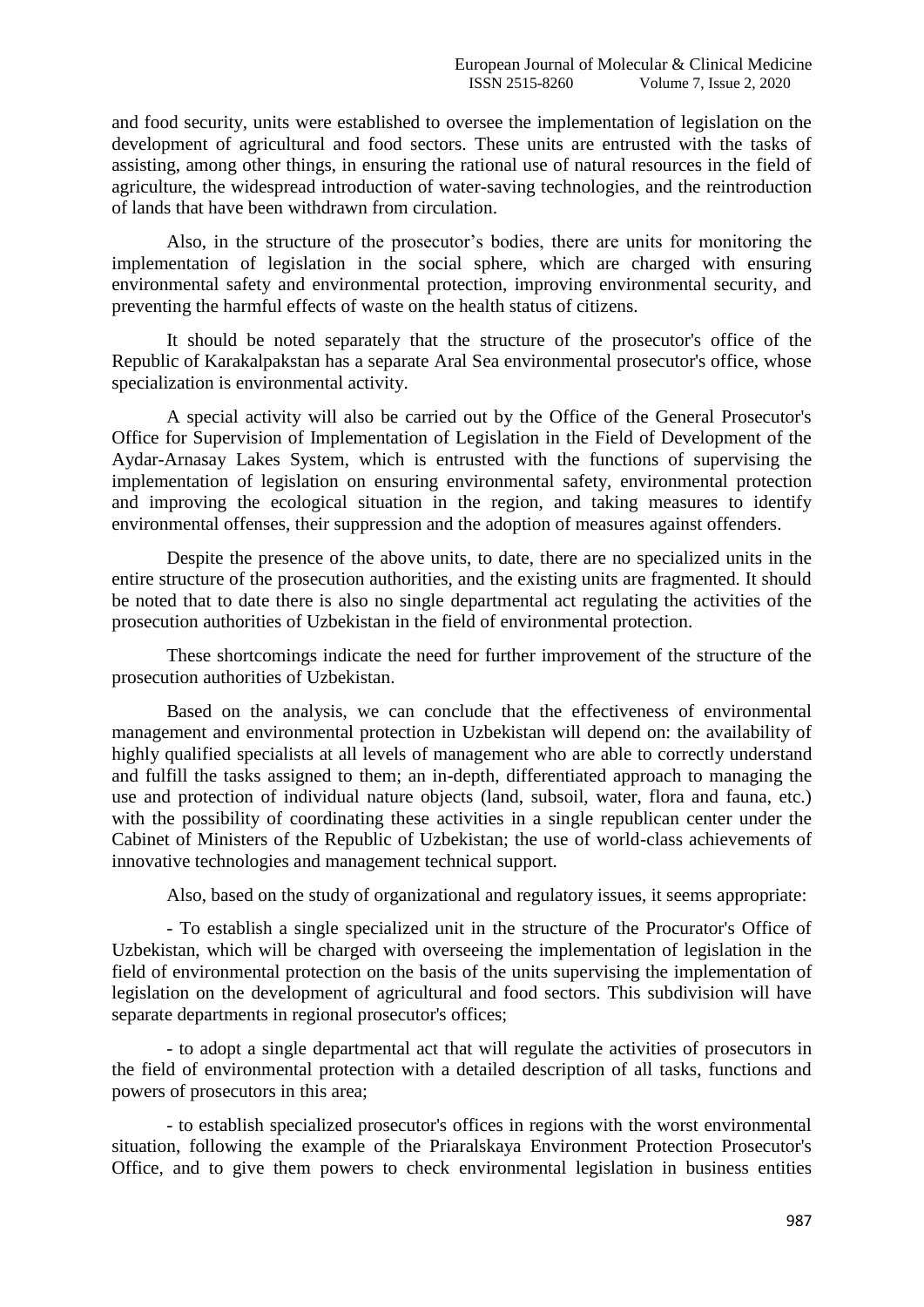and food security, units were established to oversee the implementation of legislation on the development of agricultural and food sectors. These units are entrusted with the tasks of assisting, among other things, in ensuring the rational use of natural resources in the field of agriculture, the widespread introduction of water-saving technologies, and the reintroduction of lands that have been withdrawn from circulation.

Also, in the structure of the prosecutor's bodies, there are units for monitoring the implementation of legislation in the social sphere, which are charged with ensuring environmental safety and environmental protection, improving environmental security, and preventing the harmful effects of waste on the health status of citizens.

It should be noted separately that the structure of the prosecutor's office of the Republic of Karakalpakstan has a separate Aral Sea environmental prosecutor's office, whose specialization is environmental activity.

A special activity will also be carried out by the Office of the General Prosecutor's Office for Supervision of Implementation of Legislation in the Field of Development of the Aydar-Arnasay Lakes System, which is entrusted with the functions of supervising the implementation of legislation on ensuring environmental safety, environmental protection and improving the ecological situation in the region, and taking measures to identify environmental offenses, their suppression and the adoption of measures against offenders.

Despite the presence of the above units, to date, there are no specialized units in the entire structure of the prosecution authorities, and the existing units are fragmented. It should be noted that to date there is also no single departmental act regulating the activities of the prosecution authorities of Uzbekistan in the field of environmental protection.

These shortcomings indicate the need for further improvement of the structure of the prosecution authorities of Uzbekistan.

Based on the analysis, we can conclude that the effectiveness of environmental management and environmental protection in Uzbekistan will depend on: the availability of highly qualified specialists at all levels of management who are able to correctly understand and fulfill the tasks assigned to them; an in-depth, differentiated approach to managing the use and protection of individual nature objects (land, subsoil, water, flora and fauna, etc.) with the possibility of coordinating these activities in a single republican center under the Cabinet of Ministers of the Republic of Uzbekistan; the use of world-class achievements of innovative technologies and management technical support.

Also, based on the study of organizational and regulatory issues, it seems appropriate:

- To establish a single specialized unit in the structure of the Procurator's Office of Uzbekistan, which will be charged with overseeing the implementation of legislation in the field of environmental protection on the basis of the units supervising the implementation of legislation on the development of agricultural and food sectors. This subdivision will have separate departments in regional prosecutor's offices;

- to adopt a single departmental act that will regulate the activities of prosecutors in the field of environmental protection with a detailed description of all tasks, functions and powers of prosecutors in this area;

- to establish specialized prosecutor's offices in regions with the worst environmental situation, following the example of the Priaralskaya Environment Protection Prosecutor's Office, and to give them powers to check environmental legislation in business entities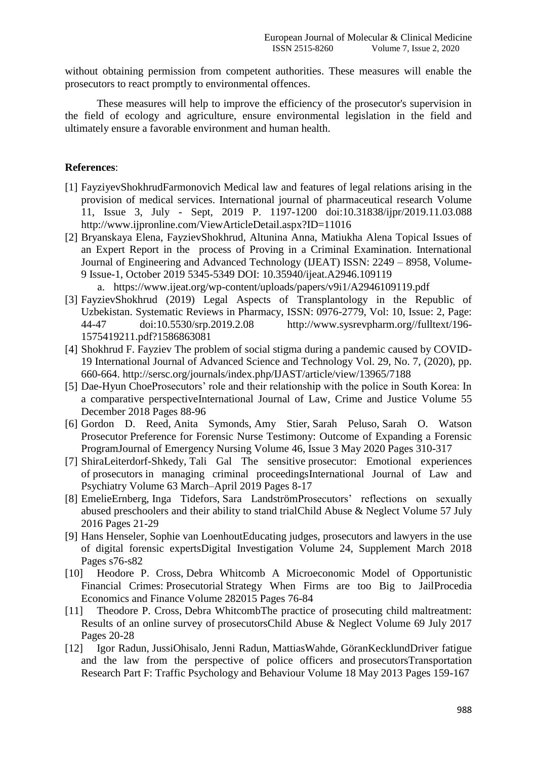without obtaining permission from competent authorities. These measures will enable the prosecutors to react promptly to environmental offences.

These measures will help to improve the efficiency of the prosecutor's supervision in the field of ecology and agriculture, ensure environmental legislation in the field and ultimately ensure a favorable environment and human health.

**References**:

[1] FayziyevShokhrudFarmonovich Medical law and features of legal relations arising in the provision of medical services. International journal of pharmaceutical research Volume 11, Issue 3, July - Sept, 2019 P. 1197-1200 doi:10.31838/ijpr/2019.11.03.088 http://www.ijpronline.com/ViewArticleDetail.aspx?ID=11016

[2] Bryanskaya Elena, FayzievShokhrud, Altunina Anna, Matiukha Alena Topical Issues of an Expert Report in the process of Proving in a Criminal Examination. International Journal of Engineering and Advanced Technology (IJEAT) ISSN: 2249 – 8958, Volume-9 Issue-1, October 2019 5345-5349 DOI: 10.35940/ijeat.A2946.109119

   a. https://www.ijeat.org/wp-content/uploads/papers/v9i1/A2946109119.pdf

[3] FayzievShokhrud (2019) Legal Aspects of Transplantology in the Republic of Uzbekistan. Systematic Reviews in Pharmacy, ISSN: 0976-2779, Vol: 10, Issue: 2, Page: 44-47 doi:10.5530/srp.2019.2.08 http://www.sysrevpharm.org//fulltext/196-1575419211.pdf?1586863081

[4] Shokhrud F. Fayziev The problem of social stigma during a pandemic caused by COVID-19 International Journal of Advanced Science and Technology Vol. 29, No. 7, (2020), pp. 660-664. http://sersc.org/journals/index.php/IJAST/article/view/13965/7188

[5] Dae-Hyun ChoeProsecutors' role and their relationship with the police in South Korea: In a comparative perspectiveInternational Journal of Law, Crime and Justice Volume 55 December 2018 Pages 88-96

[6] Gordon D. Reed, Anita Symonds, Amy Stier, Sarah Peluso, Sarah O. Watson Prosecutor Preference for Forensic Nurse Testimony: Outcome of Expanding a Forensic ProgramJournal of Emergency Nursing Volume 46, Issue 3 May 2020 Pages 310-317

[7] ShiraLeiterdorf-Shkedy, Tali Gal The sensitive prosecutor: Emotional experiences of prosecutors in managing criminal proceedingsInternational Journal of Law and Psychiatry Volume 63 March–April 2019 Pages 8-17

[8] EmelieErnberg, Inga Tidefors, Sara LandströmProsecutors' reflections on sexually abused preschoolers and their ability to stand trialChild Abuse & Neglect Volume 57 July 2016 Pages 21-29

[9] Hans Henseler, Sophie van LoenhoutEducating judges, prosecutors and lawyers in the use of digital forensic expertsDigital Investigation Volume 24, Supplement March 2018 Pages s76-s82

[10] Heodore P. Cross, Debra Whitcomb A Microeconomic Model of Opportunistic Financial Crimes: Prosecutorial Strategy When Firms are too Big to JailProcedia Economics and Finance Volume 282015 Pages 76-84

[11] Theodore P. Cross, Debra WhitcombThe practice of prosecuting child maltreatment: Results of an online survey of prosecutorsChild Abuse & Neglect Volume 69 July 2017 Pages 20-28

[12] Igor Radun, JussiOhisalo, Jenni Radun, MattiasWahde, GöranKecklundDriver fatigue and the law from the perspective of police officers and prosecutorsTransportation Research Part F: Traffic Psychology and Behaviour Volume 18 May 2013 Pages 159-167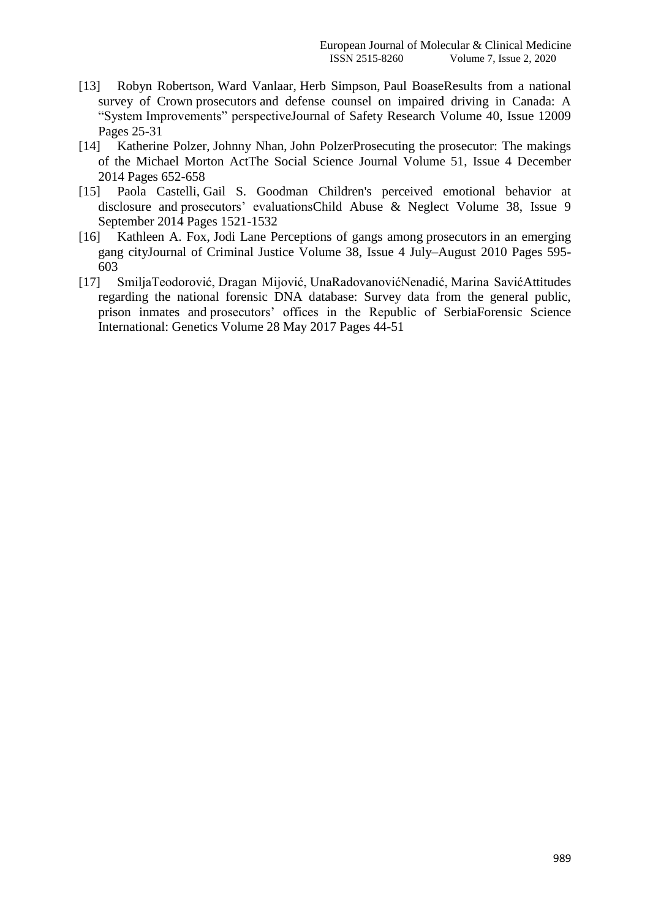[13] Robyn Robertson, Ward Vanlaar, Herb Simpson, Paul BoaseResults from a national survey of Crown prosecutors and defense counsel on impaired driving in Canada: A "System Improvements" perspectiveJournal of Safety Research Volume 40, Issue 12009 Pages 25-31

[14] Katherine Polzer, Johnny Nhan, John PolzerProsecuting the prosecutor: The makings of the Michael Morton ActThe Social Science Journal Volume 51, Issue 4 December 2014 Pages 652-658

[15] Paola Castelli, Gail S. Goodman Children's perceived emotional behavior at disclosure and prosecutors' evaluationsChild Abuse & Neglect Volume 38, Issue 9 September 2014 Pages 1521-1532

[16] Kathleen A. Fox, Jodi Lane Perceptions of gangs among prosecutors in an emerging gang cityJournal of Criminal Justice Volume 38, Issue 4 July–August 2010 Pages 595-603

[17] SmiljaTeodorović, Dragan Mijović, UnaRadovanovićNenadić, Marina SavićAttitudes regarding the national forensic DNA database: Survey data from the general public, prison inmates and prosecutors' offices in the Republic of SerbiaForensic Science International: Genetics Volume 28 May 2017 Pages 44-51